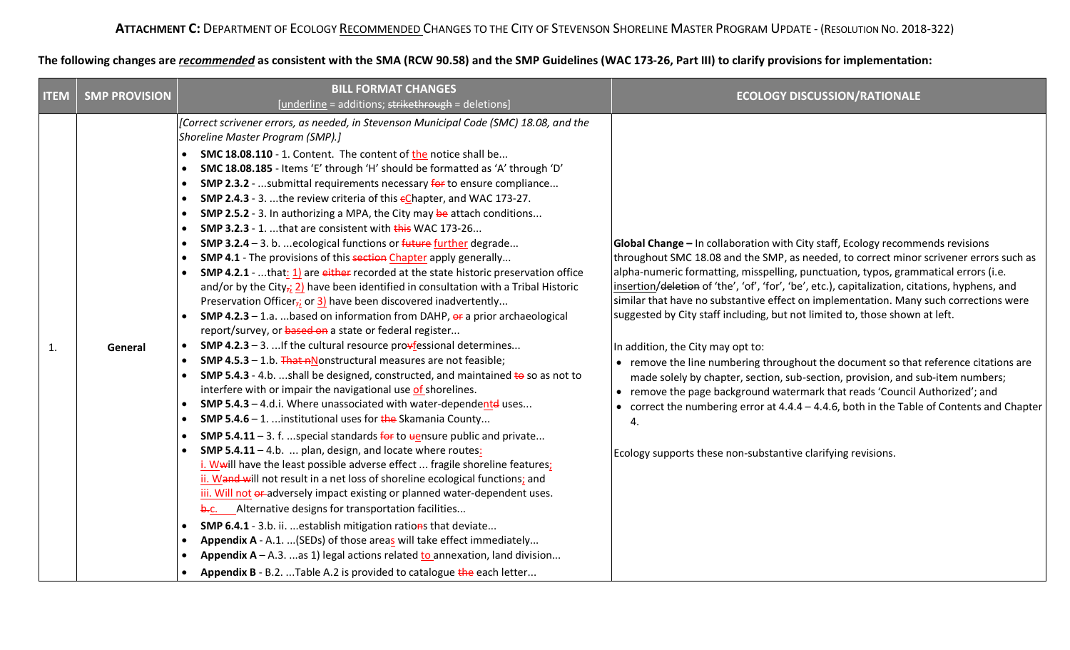**ATTACHMENT C:** DEPARTMENT OF ECOLOGY RECOMMENDED CHANGES TO THE CITY OF STEVENSON SHORELINE MASTER PROGRAM UPDATE - (RESOLUTION NO. 2018-322)

**The following changes are *recommended* as consistent with the SMA (RCW 90.58) and the SMP Guidelines (WAC 173-26, Part III) to clarify provisions for implementation:**

| ITEM | SMP PROVISION | BILL FORMAT CHANGES [underline = additions; strikethrough = deletions] | ECOLOGY DISCUSSION/RATIONALE |
|---|---|---|---|
| 1. | General | *[Correct scrivener errors, as needed, in Stevenson Municipal Code (SMC) 18.08, and the Shoreline Master Program (SMP).]*<br>• **SMC 18.08.110** - 1. Content. The content of <u>the</u> notice shall be...<br>• **SMC 18.08.185** - Items 'E' through 'H' should be formatted as 'A' through 'D'<br>• **SMP 2.3.2** - ...submittal requirements necessary ~~for~~ to ensure compliance...<br>• **SMP 2.4.3** - 3. ...the review criteria of this ~~c~~<u>C</u>hapter, and WAC 173-27.<br>• **SMP 2.5.2** - 3. In authorizing a MPA, the City may ~~be~~ attach conditions...<br>• **SMP 3.2.3** - 1. ...that are consistent with ~~this~~ WAC 173-26...<br>• **SMP 3.2.4** – 3. b. ...ecological functions or ~~future~~ <u>further</u> degrade...<br>• **SMP 4.1** - The provisions of this ~~section~~ <u>Chapter</u> apply generally...<br>• **SMP 4.2.1** - ...that<u>:</u> <u>1)</u> are ~~either~~ recorded at the state historic preservation office and/or by the City~~,~~<u>;</u> <u>2)</u> have been identified in consultation with a Tribal Historic Preservation Officer~~,~~<u>;</u> or <u>3)</u> have been discovered inadvertently...<br>• **SMP 4.2.3** – 1.a. ...based on information from DAHP, ~~or~~ a prior archaeological report/survey, or ~~based on~~ a state or federal register...<br>• **SMP 4.2.3** – 3. ...If the cultural resource pro~~v~~<u>f</u>essional determines...<br>• **SMP 4.5.3** – 1.b. ~~That n~~<u>N</u>onstructural measures are not feasible;<br>• **SMP 5.4.3** - 4.b. ...shall be designed, constructed, and maintained ~~to~~ so as not to interfere with or impair the navigational use <u>of</u> shorelines.<br>• **SMP 5.4.3** – 4.d.i. Where unassociated with water-dependen<u>t</u>~~td~~ uses...<br>• **SMP 5.4.6** – 1. ...institutional uses for ~~the~~ Skamania County...<br>• **SMP 5.4.11** – 3. f. ...special standards ~~for~~ to ~~u~~ensure public and private...<br>• **SMP 5.4.11** – 4.b. ... plan, design, and locate where routes<u>:</u><br><u>i. W</u>~~w~~ill have the least possible adverse effect ... fragile shoreline features<u>;</u><br><u>ii. W</u>~~and w~~ill not result in a net loss of shoreline ecological functions<u>;</u> and<br><u>iii. Will not</u> ~~or~~ adversely impact existing or planned water-dependent uses.<br>~~b.~~<u>c.</u> Alternative designs for transportation facilities...<br>• **SMP 6.4.1** - 3.b. ii. ...establish mitigation ratio~~n~~s that deviate...<br>• **Appendix A** - A.1. ...(SEDs) of those area<u>s</u> will take effect immediately...<br>• **Appendix A** – A.3. ...as 1) legal actions related <u>to</u> annexation, land division...<br>• **Appendix B** - B.2. ...Table A.2 is provided to catalogue ~~the~~ each letter... | **Global Change –** In collaboration with City staff, Ecology recommends revisions throughout SMC 18.08 and the SMP, as needed, to correct minor scrivener errors such as alpha-numeric formatting, misspelling, punctuation, typos, grammatical errors (i.e. <u>insertion</u>/~~deletion~~ of 'the', 'of', 'for', 'be', etc.), capitalization, citations, hyphens, and similar that have no substantive effect on implementation. Many such corrections were suggested by City staff including, but not limited to, those shown at left.<br><br>In addition, the City may opt to:<br>• remove the line numbering throughout the document so that reference citations are made solely by chapter, section, sub-section, provision, and sub-item numbers;<br>• remove the page background watermark that reads 'Council Authorized'; and<br>• correct the numbering error at 4.4.4 – 4.4.6, both in the Table of Contents and Chapter 4.<br><br>Ecology supports these non-substantive clarifying revisions. |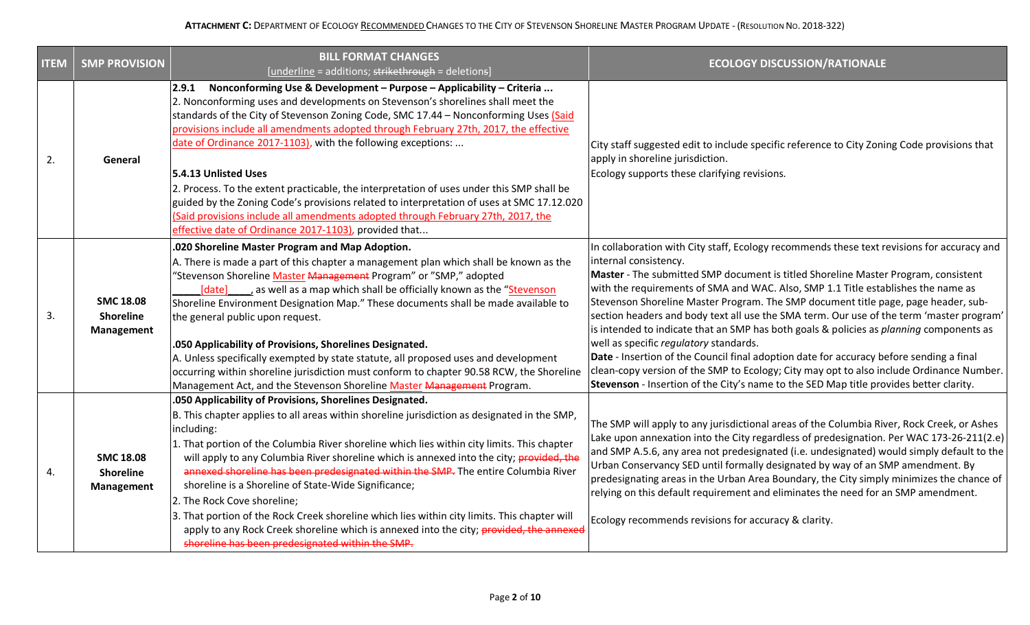**ATTACHMENT C:** DEPARTMENT OF ECOLOGY RECOMMENDED CHANGES TO THE CITY OF STEVENSON SHORELINE MASTER PROGRAM UPDATE - (RESOLUTION NO. 2018-322)

| ITEM | SMP PROVISION | BILL FORMAT CHANGES<br>[underline = additions; ~~strikethrough~~ = deletions] | ECOLOGY DISCUSSION/RATIONALE |
|---|---|---|---|
| 2. | **General** | **2.9.1 Nonconforming Use & Development – Purpose – Applicability – Criteria ...**<br>2. Nonconforming uses and developments on Stevenson's shorelines shall meet the standards of the City of Stevenson Zoning Code, SMC 17.44 – Nonconforming Uses <ins>(Said provisions include all amendments adopted through February 27th, 2017, the effective date of Ordinance 2017-1103)</ins>, with the following exceptions: ...<br><br>**5.4.13 Unlisted Uses**<br>2. Process. To the extent practicable, the interpretation of uses under this SMP shall be guided by the Zoning Code's provisions related to interpretation of uses at SMC 17.12.020 <ins>(Said provisions include all amendments adopted through February 27th, 2017, the effective date of Ordinance 2017-1103)</ins>, provided that... | City staff suggested edit to include specific reference to City Zoning Code provisions that apply in shoreline jurisdiction.<br>Ecology supports these clarifying revisions. |
| 3. | **SMC 18.08 Shoreline Management** | **.020 Shoreline Master Program and Map Adoption.**<br>A. There is made a part of this chapter a management plan which shall be known as the "Stevenson Shoreline <ins>Master</ins> ~~Management~~ Program" or "SMP," adopted \_\_\_\_\_<ins>[date]</ins>\_\_\_\_, as well as a map which shall be officially known as the "<ins>Stevenson</ins> Shoreline Environment Designation Map." These documents shall be made available to the general public upon request.<br><br>**.050 Applicability of Provisions, Shorelines Designated.**<br>A. Unless specifically exempted by state statute, all proposed uses and development occurring within shoreline jurisdiction must conform to chapter 90.58 RCW, the Shoreline Management Act, and the Stevenson Shoreline <ins>Master</ins> ~~Management~~ Program. | In collaboration with City staff, Ecology recommends these text revisions for accuracy and internal consistency.<br>**Master** - The submitted SMP document is titled Shoreline Master Program, consistent with the requirements of SMA and WAC. Also, SMP 1.1 Title establishes the name as Stevenson Shoreline Master Program. The SMP document title page, page header, sub-section headers and body text all use the SMA term. Our use of the term 'master program' is intended to indicate that an SMP has both goals & policies as *planning* components as well as specific *regulatory* standards.<br>**Date** - Insertion of the Council final adoption date for accuracy before sending a final clean-copy version of the SMP to Ecology; City may opt to also include Ordinance Number.<br>**Stevenson** - Insertion of the City's name to the SED Map title provides better clarity. |
| 4. | **SMC 18.08 Shoreline Management** | **.050 Applicability of Provisions, Shorelines Designated.**<br>B. This chapter applies to all areas within shoreline jurisdiction as designated in the SMP, including:<br>1. That portion of the Columbia River shoreline which lies within city limits. This chapter will apply to any Columbia River shoreline which is annexed into the city; ~~provided, the annexed shoreline has been predesignated within the SMP.~~ The entire Columbia River shoreline is a Shoreline of State-Wide Significance;<br>2. The Rock Cove shoreline;<br>3. That portion of the Rock Creek shoreline which lies within city limits. This chapter will apply to any Rock Creek shoreline which is annexed into the city; ~~provided, the annexed shoreline has been predesignated within the SMP.~~ | The SMP will apply to any jurisdictional areas of the Columbia River, Rock Creek, or Ashes Lake upon annexation into the City regardless of predesignation. Per WAC 173-26-211(2.e) and SMP A.5.6, any area not predesignated (i.e. undesignated) would simply default to the Urban Conservancy SED until formally designated by way of an SMP amendment. By predesignating areas in the Urban Area Boundary, the City simply minimizes the chance of relying on this default requirement and eliminates the need for an SMP amendment.<br><br>Ecology recommends revisions for accuracy & clarity. |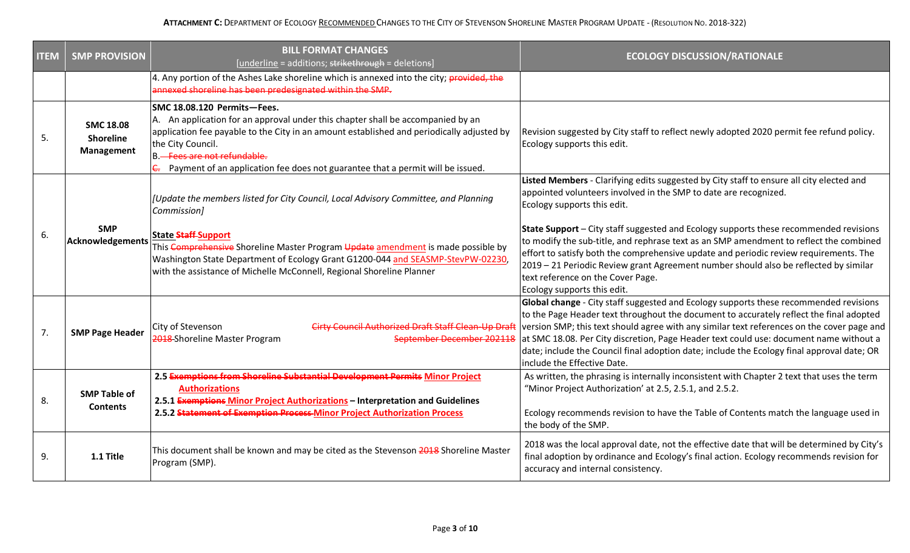**ATTACHMENT C:** DEPARTMENT OF ECOLOGY RECOMMENDED CHANGES TO THE CITY OF STEVENSON SHORELINE MASTER PROGRAM UPDATE - (RESOLUTION NO. 2018-322)

| ITEM | SMP PROVISION | BILL FORMAT CHANGES [underline = additions; ~~strikethrough~~ = deletions] | ECOLOGY DISCUSSION/RATIONALE |
|---|---|---|---|
| | | 4. Any portion of the Ashes Lake shoreline which is annexed into the city; ~~provided, the annexed shoreline has been predesignated within the SMP.~~ | |
| 5. | **SMC 18.08 Shoreline Management** | **SMC 18.08.120 Permits—Fees.**<br>A. An application for an approval under this chapter shall be accompanied by an application fee payable to the City in an amount established and periodically adjusted by the City Council.<br>B. ~~Fees are not refundable.~~<br>~~C.~~ Payment of an application fee does not guarantee that a permit will be issued. | Revision suggested by City staff to reflect newly adopted 2020 permit fee refund policy. Ecology supports this edit. |
| 6. | **SMP Acknowledgements** | *[Update the members listed for City Council, Local Advisory Committee, and Planning Commission]*<br><br>**State ~~Staff~~ <u>Support</u>**<br>This ~~Comprehensive~~ Shoreline Master Program ~~Update~~ <u>amendment</u> is made possible by Washington State Department of Ecology Grant G1200-044 <u>and SEASMP-StevPW-02230</u>, with the assistance of Michelle McConnell, Regional Shoreline Planner | **Listed Members** - Clarifying edits suggested by City staff to ensure all city elected and appointed volunteers involved in the SMP to date are recognized.<br>Ecology supports this edit.<br><br>**State Support** – City staff suggested and Ecology supports these recommended revisions to modify the sub-title, and rephrase text as an SMP amendment to reflect the combined effort to satisfy both the comprehensive update and periodic review requirements. The 2019 – 21 Periodic Review grant Agreement number should also be reflected by similar text reference on the Cover Page.<br>Ecology supports this edit. |
| 7. | **SMP Page Header** | City of Stevenson ~~Cirty Council Authorized Draft Staff Clean-Up Draft~~<br>~~2018~~ Shoreline Master Program ~~September December 2021~~~~18~~ | **Global change** - City staff suggested and Ecology supports these recommended revisions to the Page Header text throughout the document to accurately reflect the final adopted version SMP; this text should agree with any similar text references on the cover page and at SMC 18.08. Per City discretion, Page Header text could use: document name without a date; include the Council final adoption date; include the Ecology final approval date; OR include the Effective Date. |
| 8. | **SMP Table of Contents** | **2.5 ~~Exemptions from Shoreline Substantial Development Permits~~ <u>Minor Project Authorizations</u>**<br>**2.5.1 ~~Exemptions~~ <u>Minor Project Authorizations</u> – Interpretation and Guidelines**<br>**2.5.2 ~~Statement of Exemption Process~~ <u>Minor Project Authorization Process</u>** | As written, the phrasing is internally inconsistent with Chapter 2 text that uses the term "Minor Project Authorization' at 2.5, 2.5.1, and 2.5.2.<br><br>Ecology recommends revision to have the Table of Contents match the language used in the body of the SMP. |
| 9. | **1.1 Title** | This document shall be known and may be cited as the Stevenson ~~2018~~ Shoreline Master Program (SMP). | 2018 was the local approval date, not the effective date that will be determined by City's final adoption by ordinance and Ecology's final action. Ecology recommends revision for accuracy and internal consistency. |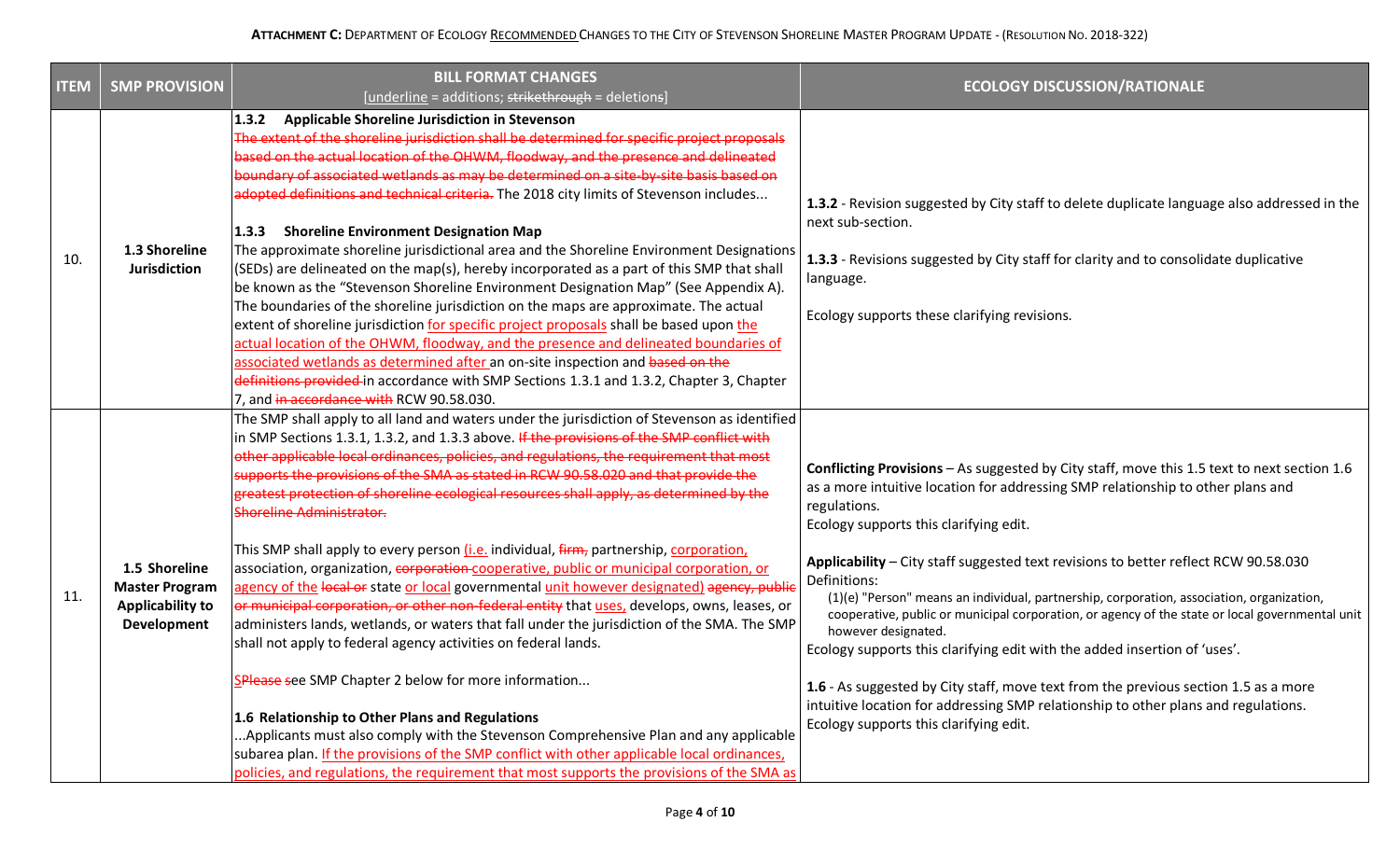**ATTACHMENT C:** DEPARTMENT OF ECOLOGY <u>RECOMMENDED</u> CHANGES TO THE CITY OF STEVENSON SHORELINE MASTER PROGRAM UPDATE - (RESOLUTION NO. 2018-322)

| ITEM | SMP PROVISION | BILL FORMAT CHANGES [<u>underline</u> = additions; ~~strikethrough~~ = deletions] | ECOLOGY DISCUSSION/RATIONALE |
|---|---|---|---|
| 10. | **1.3 Shoreline Jurisdiction** | **1.3.2 Applicable Shoreline Jurisdiction in Stevenson**<br>~~The extent of the shoreline jurisdiction shall be determined for specific project proposals based on the actual location of the OHWM, floodway, and the presence and delineated boundary of associated wetlands as may be determined on a site-by-site basis based on adopted definitions and technical criteria.~~ The 2018 city limits of Stevenson includes...<br><br>**1.3.3 Shoreline Environment Designation Map**<br>The approximate shoreline jurisdictional area and the Shoreline Environment Designations (SEDs) are delineated on the map(s), hereby incorporated as a part of this SMP that shall be known as the "Stevenson Shoreline Environment Designation Map" (See Appendix A). The boundaries of the shoreline jurisdiction on the maps are approximate. The actual extent of shoreline jurisdiction <u>for specific project proposals</u> shall be based upon <u>the actual location of the OHWM, floodway, and the presence and delineated boundaries of associated wetlands as determined after</u> an on-site inspection and ~~based on the definitions provided~~ in accordance with SMP Sections 1.3.1 and 1.3.2, Chapter 3, Chapter 7, and ~~in accordance with~~ RCW 90.58.030. | **1.3.2** - Revision suggested by City staff to delete duplicate language also addressed in the next sub-section.<br><br>**1.3.3** - Revisions suggested by City staff for clarity and to consolidate duplicative language.<br><br>Ecology supports these clarifying revisions. |
| 11. | **1.5 Shoreline Master Program Applicability to Development** | The SMP shall apply to all land and waters under the jurisdiction of Stevenson as identified in SMP Sections 1.3.1, 1.3.2, and 1.3.3 above. ~~If the provisions of the SMP conflict with other applicable local ordinances, policies, and regulations, the requirement that most supports the provisions of the SMA as stated in RCW 90.58.020 and that provide the greatest protection of shoreline ecological resources shall apply, as determined by the Shoreline Administrator.~~<br><br>This SMP shall apply to every person <u>(i.e.</u> individual, ~~firm,~~ partnership, <u>corporation,</u> association, organization, ~~corporation~~ <u>cooperative, public or municipal corporation, or agency of the</u> ~~local or~~ state <u>or local</u> governmental <u>unit however designated)</u> ~~agency, public or municipal corporation, or other non-federal entity~~ that <u>uses,</u> develops, owns, leases, or administers lands, wetlands, or waters that fall under the jurisdiction of the SMA. The SMP shall not apply to federal agency activities on federal lands.<br><br><u>S</u>~~Please s~~ee SMP Chapter 2 below for more information...<br><br>**1.6 Relationship to Other Plans and Regulations**<br>...Applicants must also comply with the Stevenson Comprehensive Plan and any applicable subarea plan. <u>If the provisions of the SMP conflict with other applicable local ordinances, policies, and regulations, the requirement that most supports the provisions of the SMA as</u> | **Conflicting Provisions** – As suggested by City staff, move this 1.5 text to next section 1.6 as a more intuitive location for addressing SMP relationship to other plans and regulations.<br>Ecology supports this clarifying edit.<br><br>**Applicability** – City staff suggested text revisions to better reflect RCW 90.58.030 Definitions:<br>(1)(e) "Person" means an individual, partnership, corporation, association, organization, cooperative, public or municipal corporation, or agency of the state or local governmental unit however designated.<br>Ecology supports this clarifying edit with the added insertion of 'uses'.<br><br>**1.6** - As suggested by City staff, move text from the previous section 1.5 as a more intuitive location for addressing SMP relationship to other plans and regulations.<br>Ecology supports this clarifying edit. |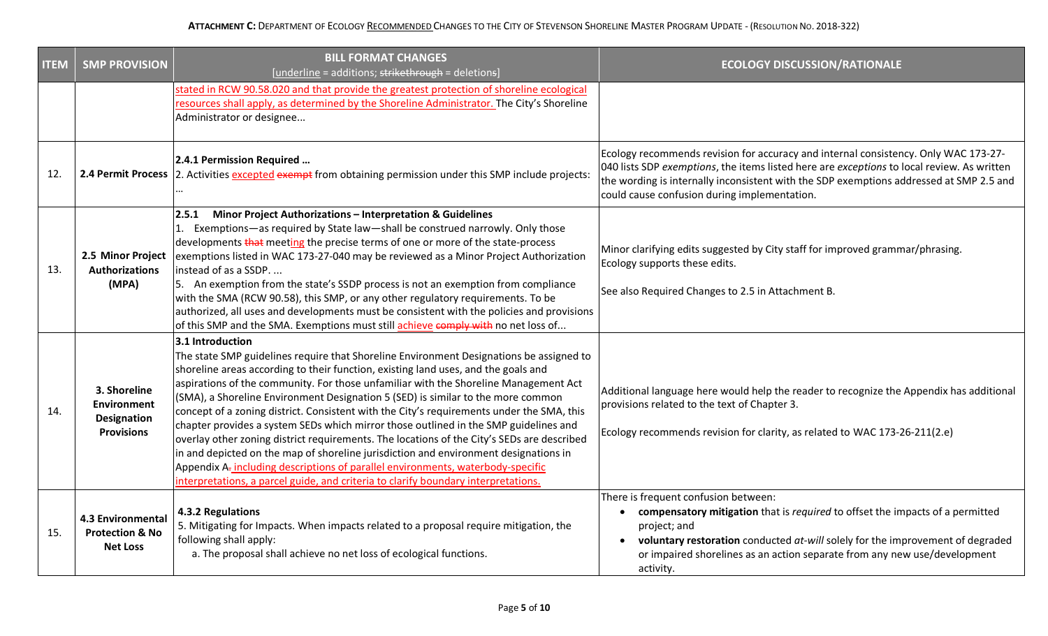**ATTACHMENT C:** DEPARTMENT OF ECOLOGY RECOMMENDED CHANGES TO THE CITY OF STEVENSON SHORELINE MASTER PROGRAM UPDATE - (RESOLUTION NO. 2018-322)

| ITEM | SMP PROVISION | BILL FORMAT CHANGES [<u>underline</u> = additions; ~~strikethrough~~ = deletions] | ECOLOGY DISCUSSION/RATIONALE |
|---|---|---|---|
| | | <u>stated in RCW 90.58.020 and that provide the greatest protection of shoreline ecological resources shall apply, as determined by the Shoreline Administrator.</u> The City's Shoreline Administrator or designee... | |
| 12. | **2.4 Permit Process** | **2.4.1 Permission Required …**<br>2. Activities <u>excepted</u> ~~exempt~~ from obtaining permission under this SMP include projects: … | Ecology recommends revision for accuracy and internal consistency. Only WAC 173-27-040 lists SDP *exemptions*, the items listed here are *exceptions* to local review. As written the wording is internally inconsistent with the SDP exemptions addressed at SMP 2.5 and could cause confusion during implementation. |
| 13. | **2.5 Minor Project Authorizations (MPA)** | **2.5.1 Minor Project Authorizations – Interpretation & Guidelines**<br>1. Exemptions—as required by State law—shall be construed narrowly. Only those developments ~~that~~ meet<u>ing</u> the precise terms of one or more of the state-process exemptions listed in WAC 173-27-040 may be reviewed as a Minor Project Authorization instead of as a SSDP. ...<br>5. An exemption from the state's SSDP process is not an exemption from compliance with the SMA (RCW 90.58), this SMP, or any other regulatory requirements. To be authorized, all uses and developments must be consistent with the policies and provisions of this SMP and the SMA. Exemptions must still <u>achieve</u> ~~comply with~~ no net loss of... | Minor clarifying edits suggested by City staff for improved grammar/phrasing. Ecology supports these edits.<br><br>See also Required Changes to 2.5 in Attachment B. |
| 14. | **3. Shoreline Environment Designation Provisions** | **3.1 Introduction**<br>The state SMP guidelines require that Shoreline Environment Designations be assigned to shoreline areas according to their function, existing land uses, and the goals and aspirations of the community. For those unfamiliar with the Shoreline Management Act (SMA), a Shoreline Environment Designation 5 (SED) is similar to the more common concept of a zoning district. Consistent with the City's requirements under the SMA, this chapter provides a system SEDs which mirror those outlined in the SMP guidelines and overlay other zoning district requirements. The locations of the City's SEDs are described in and depicted on the map of shoreline jurisdiction and environment designations in Appendix A~~.~~ <u>including descriptions of parallel environments, waterbody-specific interpretations, a parcel guide, and criteria to clarify boundary interpretations.</u> | Additional language here would help the reader to recognize the Appendix has additional provisions related to the text of Chapter 3.<br><br>Ecology recommends revision for clarity, as related to WAC 173-26-211(2.e) |
| 15. | **4.3 Environmental Protection & No Net Loss** | **4.3.2 Regulations**<br>5. Mitigating for Impacts. When impacts related to a proposal require mitigation, the following shall apply:<br>a. The proposal shall achieve no net loss of ecological functions. | There is frequent confusion between:<br>• **compensatory mitigation** that is *required* to offset the impacts of a permitted project; and<br>• **voluntary restoration** conducted *at-will* solely for the improvement of degraded or impaired shorelines as an action separate from any new use/development activity. |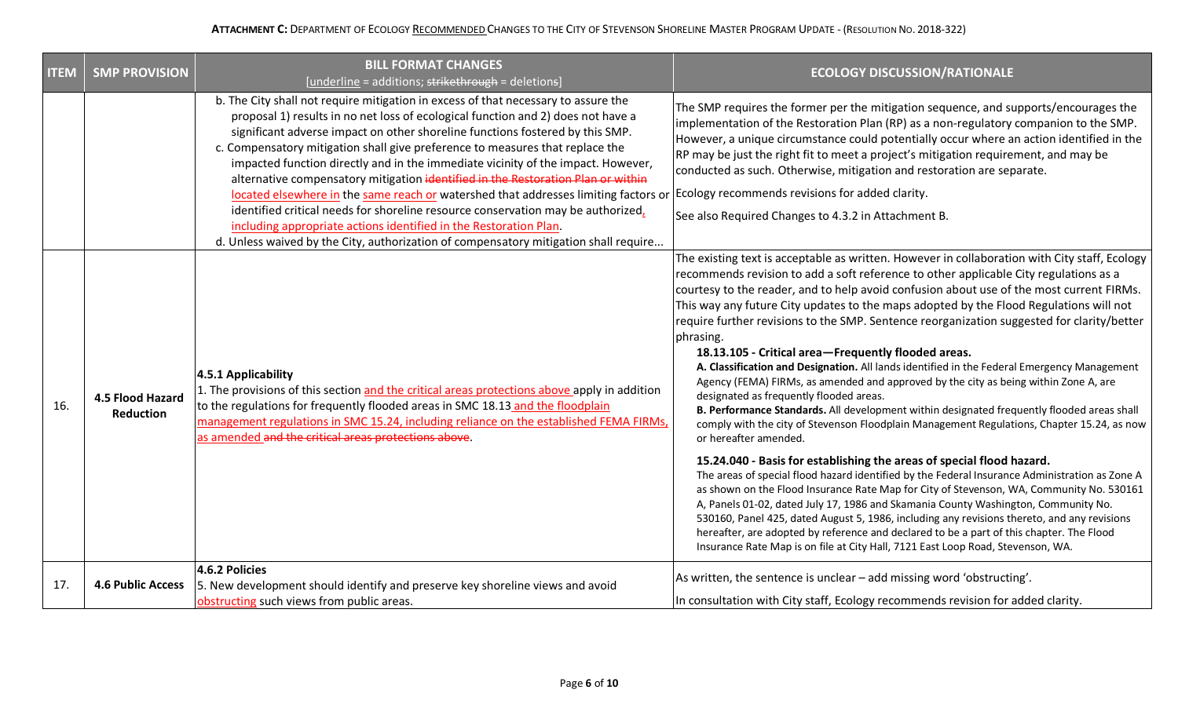**ATTACHMENT C:** DEPARTMENT OF ECOLOGY RECOMMENDED CHANGES TO THE CITY OF STEVENSON SHORELINE MASTER PROGRAM UPDATE - (RESOLUTION NO. 2018-322)

| ITEM | SMP PROVISION | BILL FORMAT CHANGES [underline = additions; ~~strikethrough~~ = deletions] | ECOLOGY DISCUSSION/RATIONALE |
|---|---|---|---|
| | | b. The City shall not require mitigation in excess of that necessary to assure the proposal 1) results in no net loss of ecological function and 2) does not have a significant adverse impact on other shoreline functions fostered by this SMP.<br>c. Compensatory mitigation shall give preference to measures that replace the impacted function directly and in the immediate vicinity of the impact. However, alternative compensatory mitigation ~~identified in the Restoration Plan or within~~ <u>located elsewhere in</u> the <u>same reach or</u> watershed that addresses limiting factors or identified critical needs for shoreline resource conservation may be authorized<u>, including appropriate actions identified in the Restoration Plan</u>.<br>d. Unless waived by the City, authorization of compensatory mitigation shall require... | The SMP requires the former per the mitigation sequence, and supports/encourages the implementation of the Restoration Plan (RP) as a non-regulatory companion to the SMP. However, a unique circumstance could potentially occur where an action identified in the RP may be just the right fit to meet a project's mitigation requirement, and may be conducted as such. Otherwise, mitigation and restoration are separate.<br><br>Ecology recommends revisions for added clarity.<br><br>See also Required Changes to 4.3.2 in Attachment B. |
| 16. | **4.5 Flood Hazard Reduction** | **4.5.1 Applicability**<br>1. The provisions of this section <u>and the critical areas protections above</u> apply in addition to the regulations for frequently flooded areas in SMC 18.13 <u>and the floodplain management regulations in SMC 15.24, including reliance on the established FEMA FIRMs, as amended</u> ~~and the critical areas protections above~~. | The existing text is acceptable as written. However in collaboration with City staff, Ecology recommends revision to add a soft reference to other applicable City regulations as a courtesy to the reader, and to help avoid confusion about use of the most current FIRMs. This way any future City updates to the maps adopted by the Flood Regulations will not require further revisions to the SMP. Sentence reorganization suggested for clarity/better phrasing.<br><br>**18.13.105 - Critical area—Frequently flooded areas.**<br>**A. Classification and Designation.** All lands identified in the Federal Emergency Management Agency (FEMA) FIRMs, as amended and approved by the city as being within Zone A, are designated as frequently flooded areas.<br>**B. Performance Standards.** All development within designated frequently flooded areas shall comply with the city of Stevenson Floodplain Management Regulations, Chapter 15.24, as now or hereafter amended.<br><br>**15.24.040 - Basis for establishing the areas of special flood hazard.**<br>The areas of special flood hazard identified by the Federal Insurance Administration as Zone A as shown on the Flood Insurance Rate Map for City of Stevenson, WA, Community No. 530161 A, Panels 01-02, dated July 17, 1986 and Skamania County Washington, Community No. 530160, Panel 425, dated August 5, 1986, including any revisions thereto, and any revisions hereafter, are adopted by reference and declared to be a part of this chapter. The Flood Insurance Rate Map is on file at City Hall, 7121 East Loop Road, Stevenson, WA. |
| 17. | **4.6 Public Access** | **4.6.2 Policies**<br>5. New development should identify and preserve key shoreline views and avoid <u>obstructing</u> such views from public areas. | As written, the sentence is unclear – add missing word 'obstructing'.<br><br>In consultation with City staff, Ecology recommends revision for added clarity. |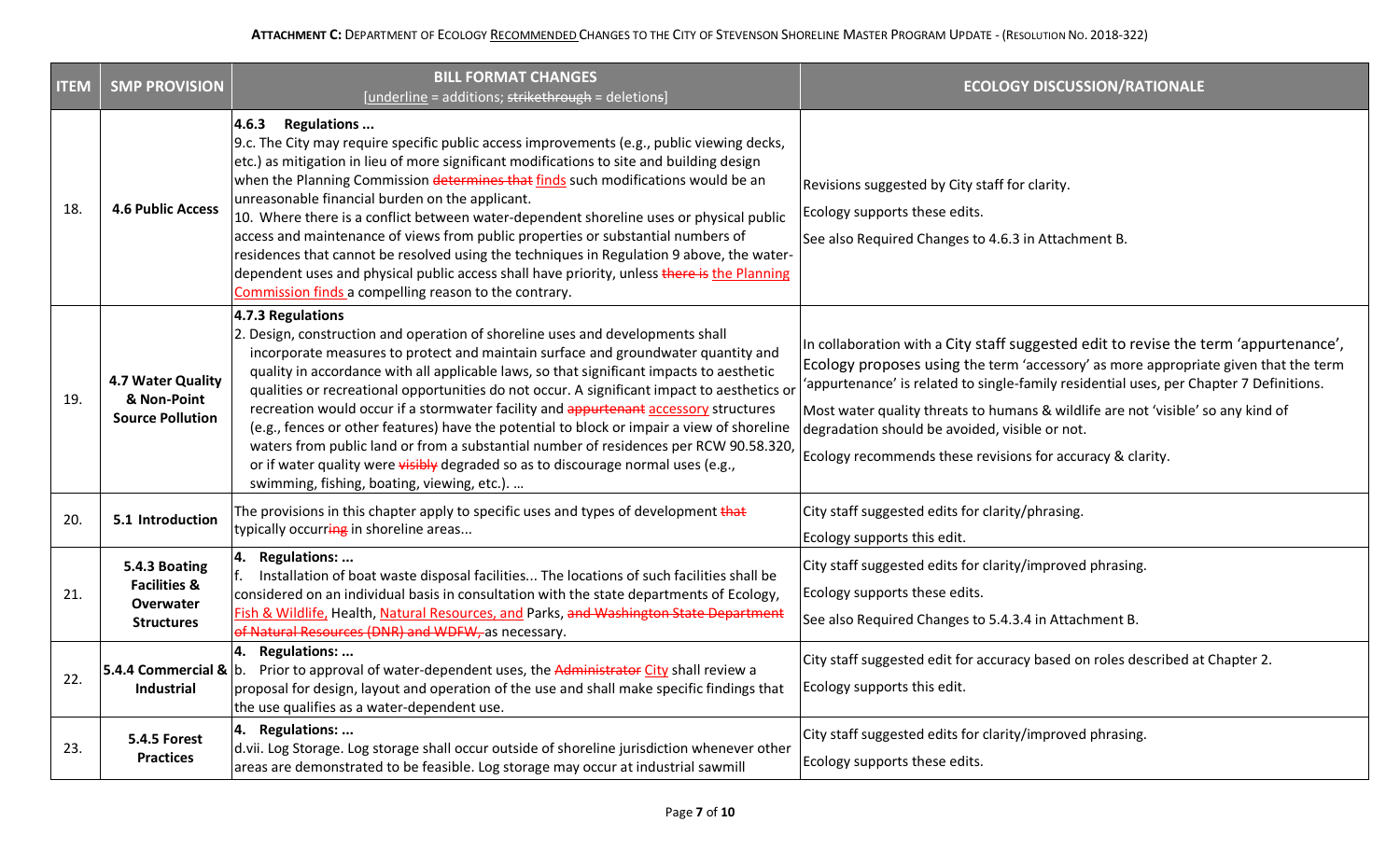**ATTACHMENT C:** DEPARTMENT OF ECOLOGY RECOMMENDED CHANGES TO THE CITY OF STEVENSON SHORELINE MASTER PROGRAM UPDATE - (RESOLUTION NO. 2018-322)

| ITEM | SMP PROVISION | BILL FORMAT CHANGES [underline = additions; ~~strikethrough~~ = deletions] | ECOLOGY DISCUSSION/RATIONALE |
|---|---|---|---|
| 18. | **4.6 Public Access** | **4.6.3 Regulations ...**<br>9.c. The City may require specific public access improvements (e.g., public viewing decks, etc.) as mitigation in lieu of more significant modifications to site and building design when the Planning Commission ~~determines that~~ <u>finds</u> such modifications would be an unreasonable financial burden on the applicant.<br>10. Where there is a conflict between water-dependent shoreline uses or physical public access and maintenance of views from public properties or substantial numbers of residences that cannot be resolved using the techniques in Regulation 9 above, the water-dependent uses and physical public access shall have priority, unless ~~there is~~ <u>the Planning Commission finds</u> a compelling reason to the contrary. | Revisions suggested by City staff for clarity.<br>Ecology supports these edits.<br>See also Required Changes to 4.6.3 in Attachment B. |
| 19. | **4.7 Water Quality & Non-Point Source Pollution** | **4.7.3 Regulations**<br>2. Design, construction and operation of shoreline uses and developments shall incorporate measures to protect and maintain surface and groundwater quantity and quality in accordance with all applicable laws, so that significant impacts to aesthetic qualities or recreational opportunities do not occur. A significant impact to aesthetics or recreation would occur if a stormwater facility and ~~appurtenant~~ <u>accessory</u> structures (e.g., fences or other features) have the potential to block or impair a view of shoreline waters from public land or from a substantial number of residences per RCW 90.58.320, or if water quality were ~~visibly~~ degraded so as to discourage normal uses (e.g., swimming, fishing, boating, viewing, etc.). ... | In collaboration with a City staff suggested edit to revise the term 'appurtenance', Ecology proposes using the term 'accessory' as more appropriate given that the term 'appurtenance' is related to single-family residential uses, per Chapter 7 Definitions.<br>Most water quality threats to humans & wildlife are not 'visible' so any kind of degradation should be avoided, visible or not.<br>Ecology recommends these revisions for accuracy & clarity. |
| 20. | **5.1 Introduction** | The provisions in this chapter apply to specific uses and types of development ~~that~~ typically occurr~~ing~~ in shoreline areas... | City staff suggested edits for clarity/phrasing.<br>Ecology supports this edit. |
| 21. | **5.4.3 Boating Facilities & Overwater Structures** | **4. Regulations: ...**<br>f. Installation of boat waste disposal facilities... The locations of such facilities shall be considered on an individual basis in consultation with the state departments of Ecology, <u>Fish & Wildlife,</u> Health, <u>Natural Resources, and</u> Parks, ~~and Washington State Department of Natural Resources (DNR) and WDFW,~~ as necessary. | City staff suggested edits for clarity/improved phrasing.<br>Ecology supports these edits.<br>See also Required Changes to 5.4.3.4 in Attachment B. |
| 22. | **5.4.4 Commercial & Industrial** | **4. Regulations: ...**<br>b. Prior to approval of water-dependent uses, the ~~Administrator~~ <u>City</u> shall review a proposal for design, layout and operation of the use and shall make specific findings that the use qualifies as a water-dependent use. | City staff suggested edit for accuracy based on roles described at Chapter 2.<br>Ecology supports this edit. |
| 23. | **5.4.5 Forest Practices** | **4. Regulations: ...**<br>d.vii. Log Storage. Log storage shall occur outside of shoreline jurisdiction whenever other areas are demonstrated to be feasible. Log storage may occur at industrial sawmill | City staff suggested edits for clarity/improved phrasing.<br>Ecology supports these edits. |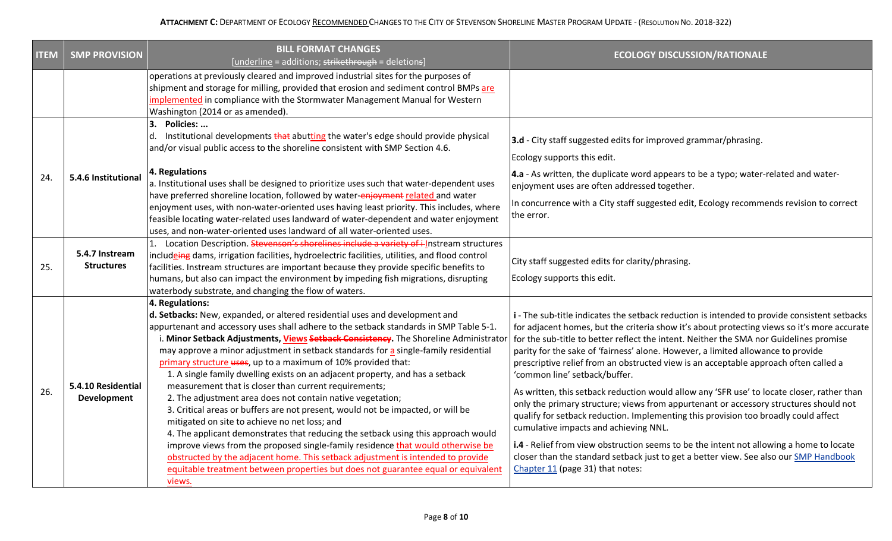**ATTACHMENT C:** DEPARTMENT OF ECOLOGY RECOMMENDED CHANGES TO THE CITY OF STEVENSON SHORELINE MASTER PROGRAM UPDATE - (RESOLUTION NO. 2018-322)

| ITEM | SMP PROVISION | BILL FORMAT CHANGES [underline = additions; strikethrough = deletions] | ECOLOGY DISCUSSION/RATIONALE |
|---|---|---|---|
| | | operations at previously cleared and improved industrial sites for the purposes of shipment and storage for milling, provided that erosion and sediment control BMPs <u>are implemented</u> in compliance with the Stormwater Management Manual for Western Washington (2014 or as amended). | |
| 24. | **5.4.6 Institutional** | **3. Policies: ...**<br>d. Institutional developments ~~that~~ abut<u>ting</u> the water's edge should provide physical and/or visual public access to the shoreline consistent with SMP Section 4.6.<br><br>**4. Regulations**<br>a. Institutional uses shall be designed to prioritize uses such that water-dependent uses have preferred shoreline location, followed by water-~~enjoyment~~ <u>related</u> and water enjoyment uses, with non-water-oriented uses having least priority. This includes, where feasible locating water-related uses landward of water-dependent and water enjoyment uses, and non-water-oriented uses landward of all water-oriented uses. | **3.d** - City staff suggested edits for improved grammar/phrasing.<br>Ecology supports this edit.<br>**4.a** - As written, the duplicate word appears to be a typo; water-related and water-enjoyment uses are often addressed together.<br>In concurrence with a City staff suggested edit, Ecology recommends revision to correct the error. |
| 25. | **5.4.7 Instream Structures** | 1. Location Description. ~~Stevenson's shorelines include a variety of i~~ <u>I</u>nstream structures includ<u>e</u>~~ing~~ dams, irrigation facilities, hydroelectric facilities, utilities, and flood control facilities. Instream structures are important because they provide specific benefits to humans, but also can impact the environment by impeding fish migrations, disrupting waterbody substrate, and changing the flow of waters. | City staff suggested edits for clarity/phrasing.<br>Ecology supports this edit. |
| 26. | **5.4.10 Residential Development** | **4. Regulations:**<br>**d. Setbacks:** New, expanded, or altered residential uses and development and appurtenant and accessory uses shall adhere to the setback standards in SMP Table 5-1.<br>i. **Minor Setback Adjustments, <u>Views</u> ~~Setback Consistency~~.** The Shoreline Administrator may approve a minor adjustment in setback standards for <u>a</u> single-family residential <u>primary structure</u> ~~uses~~, up to a maximum of 10% provided that:<br>1. A single family dwelling exists on an adjacent property, and has a setback measurement that is closer than current requirements;<br>2. The adjustment area does not contain native vegetation;<br>3. Critical areas or buffers are not present, would not be impacted, or will be mitigated on site to achieve no net loss; and<br>4. The applicant demonstrates that reducing the setback using this approach would improve views from the proposed single-family residence <u>that would otherwise be obstructed by the adjacent home. This setback adjustment is intended to provide equitable treatment between properties but does not guarantee equal or equivalent views.</u> | **i** - The sub-title indicates the setback reduction is intended to provide consistent setbacks for adjacent homes, but the criteria show it's about protecting views so it's more accurate for the sub-title to better reflect the intent. Neither the SMA nor Guidelines promise parity for the sake of 'fairness' alone. However, a limited allowance to provide prescriptive relief from an obstructed view is an acceptable approach often called a 'common line' setback/buffer.<br>As written, this setback reduction would allow any 'SFR use' to locate closer, rather than only the primary structure; views from appurtenant or accessory structures should not qualify for setback reduction. Implementing this provision too broadly could affect cumulative impacts and achieving NNL.<br>**i.4** - Relief from view obstruction seems to be the intent not allowing a home to locate closer than the standard setback just to get a better view. See also our SMP Handbook Chapter 11 (page 31) that notes: |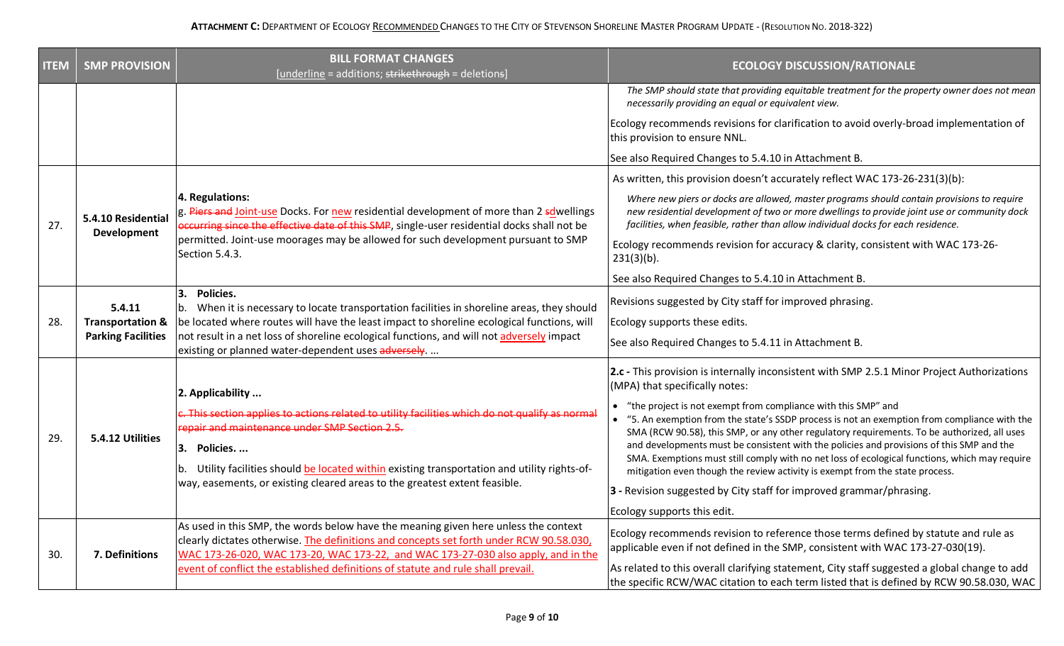**ATTACHMENT C:** DEPARTMENT OF ECOLOGY RECOMMENDED CHANGES TO THE CITY OF STEVENSON SHORELINE MASTER PROGRAM UPDATE - (RESOLUTION NO. 2018-322)

| ITEM | SMP PROVISION | BILL FORMAT CHANGES [underline = additions; ~~strikethrough~~ = deletions] | ECOLOGY DISCUSSION/RATIONALE |
|---|---|---|---|
| | | | *The SMP should state that providing equitable treatment for the property owner does not mean necessarily providing an equal or equivalent view.*<br><br>Ecology recommends revisions for clarification to avoid overly-broad implementation of this provision to ensure NNL.<br><br>See also Required Changes to 5.4.10 in Attachment B. |
| 27. | 5.4.10 Residential Development | **4. Regulations:**<br>g. ~~Piers and~~ <u>Joint-use</u> Docks. For <u>new</u> residential development of more than 2 ~~s~~<u>d</u>wellings ~~occurring since the effective date of this SMP~~, single-user residential docks shall not be permitted. Joint-use moorages may be allowed for such development pursuant to SMP Section 5.4.3. | As written, this provision doesn't accurately reflect WAC 173-26-231(3)(b):<br><br>*Where new piers or docks are allowed, master programs should contain provisions to require new residential development of two or more dwellings to provide joint use or community dock facilities, when feasible, rather than allow individual docks for each residence.*<br><br>Ecology recommends revision for accuracy & clarity, consistent with WAC 173-26-231(3)(b).<br><br>See also Required Changes to 5.4.10 in Attachment B. |
| 28. | 5.4.11 Transportation & Parking Facilities | **3. Policies.**<br>b. When it is necessary to locate transportation facilities in shoreline areas, they should be located where routes will have the least impact to shoreline ecological functions, will not result in a net loss of shoreline ecological functions, and will not <u>adversely</u> impact existing or planned water-dependent uses ~~adversely~~. ... | Revisions suggested by City staff for improved phrasing.<br><br>Ecology supports these edits.<br><br>See also Required Changes to 5.4.11 in Attachment B. |
| 29. | 5.4.12 Utilities | **2. Applicability ...**<br><br>~~c. This section applies to actions related to utility facilities which do not qualify as normal repair and maintenance under SMP Section 2.5.~~<br><br>**3. Policies. ...**<br><br>b. Utility facilities should <u>be located within</u> existing transportation and utility rights-of-way, easements, or existing cleared areas to the greatest extent feasible. | **2.c -** This provision is internally inconsistent with SMP 2.5.1 Minor Project Authorizations (MPA) that specifically notes:<br><br>• "the project is not exempt from compliance with this SMP" and<br>• "5. An exemption from the state's SSDP process is not an exemption from compliance with the SMA (RCW 90.58), this SMP, or any other regulatory requirements. To be authorized, all uses and developments must be consistent with the policies and provisions of this SMP and the SMA. Exemptions must still comply with no net loss of ecological functions, which may require mitigation even though the review activity is exempt from the state process.<br><br>**3 -** Revision suggested by City staff for improved grammar/phrasing.<br><br>Ecology supports this edit. |
| 30. | 7. Definitions | As used in this SMP, the words below have the meaning given here unless the context clearly dictates otherwise. <u>The definitions and concepts set forth under RCW 90.58.030, WAC 173-26-020, WAC 173-20, WAC 173-22, and WAC 173-27-030 also apply, and in the event of conflict the established definitions of statute and rule shall prevail.</u> | Ecology recommends revision to reference those terms defined by statute and rule as applicable even if not defined in the SMP, consistent with WAC 173-27-030(19).<br><br>As related to this overall clarifying statement, City staff suggested a global change to add the specific RCW/WAC citation to each term listed that is defined by RCW 90.58.030, WAC |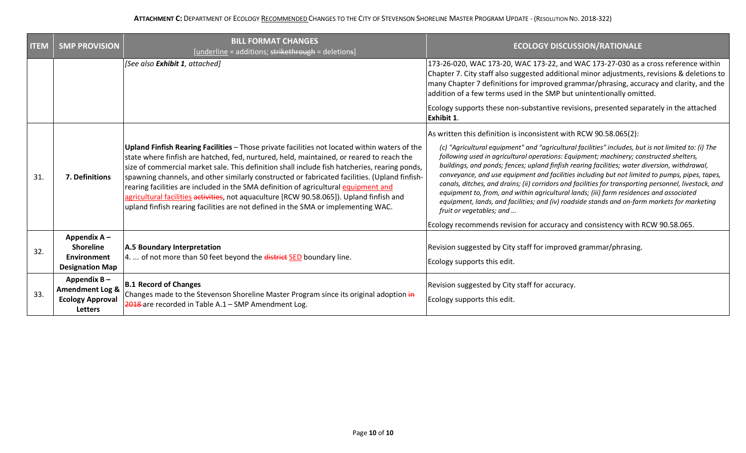**ATTACHMENT C:** DEPARTMENT OF ECOLOGY RECOMMENDED CHANGES TO THE CITY OF STEVENSON SHORELINE MASTER PROGRAM UPDATE - (RESOLUTION NO. 2018-322)

| ITEM | SMP PROVISION | BILL FORMAT CHANGES [underline = additions; ~~strikethrough~~ = deletions] | ECOLOGY DISCUSSION/RATIONALE |
|---|---|---|---|
| | | *[See also **Exhibit 1**, attached]* | 173-26-020, WAC 173-20, WAC 173-22, and WAC 173-27-030 as a cross reference within Chapter 7. City staff also suggested additional minor adjustments, revisions & deletions to many Chapter 7 definitions for improved grammar/phrasing, accuracy and clarity, and the addition of a few terms used in the SMP but unintentionally omitted.<br><br>Ecology supports these non-substantive revisions, presented separately in the attached **Exhibit 1**. |
| 31. | **7. Definitions** | **Upland Finfish Rearing Facilities** – Those private facilities not located within waters of the state where finfish are hatched, fed, nurtured, held, maintained, or reared to reach the size of commercial market sale. This definition shall include fish hatcheries, rearing ponds, spawning channels, and other similarly constructed or fabricated facilities. (Upland finfish-rearing facilities are included in the SMA definition of agricultural <u>equipment and agricultural facilities</u> ~~activities~~, not aquaculture [RCW 90.58.065]). Upland finfish and upland finfish rearing facilities are not defined in the SMA or implementing WAC. | As written this definition is inconsistent with RCW 90.58.065(2):<br><br>*(c) "Agricultural equipment" and "agricultural facilities" includes, but is not limited to: (i) The following used in agricultural operations: Equipment; machinery; constructed shelters, buildings, and ponds; fences; upland finfish rearing facilities; water diversion, withdrawal, conveyance, and use equipment and facilities including but not limited to pumps, pipes, tapes, canals, ditches, and drains; (ii) corridors and facilities for transporting personnel, livestock, and equipment to, from, and within agricultural lands; (iii) farm residences and associated equipment, lands, and facilities; and (iv) roadside stands and on-farm markets for marketing fruit or vegetables; and …*<br><br>Ecology recommends revision for accuracy and consistency with RCW 90.58.065. |
| 32. | **Appendix A – Shoreline Environment Designation Map** | **A.5 Boundary Interpretation**<br>4. ... of not more than 50 feet beyond the ~~district~~ <u>SED</u> boundary line. | Revision suggested by City staff for improved grammar/phrasing.<br><br>Ecology supports this edit. |
| 33. | **Appendix B – Amendment Log & Ecology Approval Letters** | **B.1 Record of Changes**<br>Changes made to the Stevenson Shoreline Master Program since its original adoption ~~in 2018~~ are recorded in Table A.1 – SMP Amendment Log. | Revision suggested by City staff for accuracy.<br><br>Ecology supports this edit. |